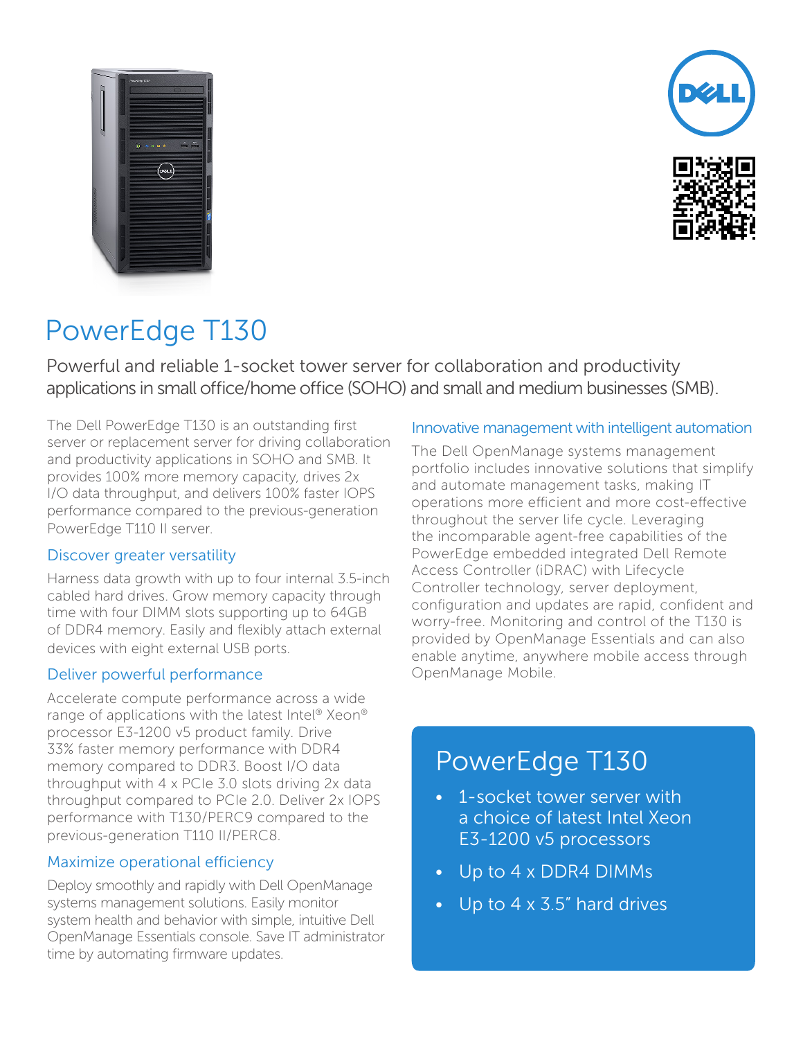# PowerEdge T130

Powerful and reliable 1-socket tower server for collaboration and productivity applications in small office/home office (SOHO) and small and medium businesses (SMB).

The Dell PowerEdge T130 is an outstanding first server or replacement server for driving collaboration and productivity applications in SOHO and SMB. It provides 100% more memory capacity, drives 2x I/O data throughput, and delivers 100% faster IOPS performance compared to the previous-generation PowerEdge T110 II server.

## Discover greater versatility

Harness data growth with up to four internal 3.5-inch cabled hard drives. Grow memory capacity through time with four DIMM slots supporting up to 64GB of DDR4 memory. Easily and flexibly attach external devices with eight external USB ports.

## Deliver powerful performance

Accelerate compute performance across a wide range of applications with the latest Intel® Xeon® processor E3-1200 v5 product family. Drive 33% faster memory performance with DDR4 memory compared to DDR3. Boost I/O data throughput with 4 x PCIe 3.0 slots driving 2x data throughput compared to PCIe 2.0. Deliver 2x IOPS performance with T130/PERC9 compared to the previous-generation T110 II/PERC8.

## Maximize operational efficiency

Deploy smoothly and rapidly with Dell OpenManage systems management solutions. Easily monitor system health and behavior with simple, intuitive Dell OpenManage Essentials console. Save IT administrator time by automating firmware updates.

## Innovative management with intelligent automation

The Dell OpenManage systems management portfolio includes innovative solutions that simplify and automate management tasks, making IT operations more efficient and more cost-effective throughout the server life cycle. Leveraging the incomparable agent-free capabilities of the PowerEdge embedded integrated Dell Remote Access Controller (iDRAC) with Lifecycle Controller technology, server deployment, configuration and updates are rapid, confident and worry-free. Monitoring and control of the T130 is provided by OpenManage Essentials and can also enable anytime, anywhere mobile access through OpenManage Mobile.

## PowerEdge T130

- 1-socket tower server with a choice of latest Intel Xeon E3-1200 v5 processors
- Up to 4 x DDR4 DIMMs
- Up to 4 x 3.5" hard drives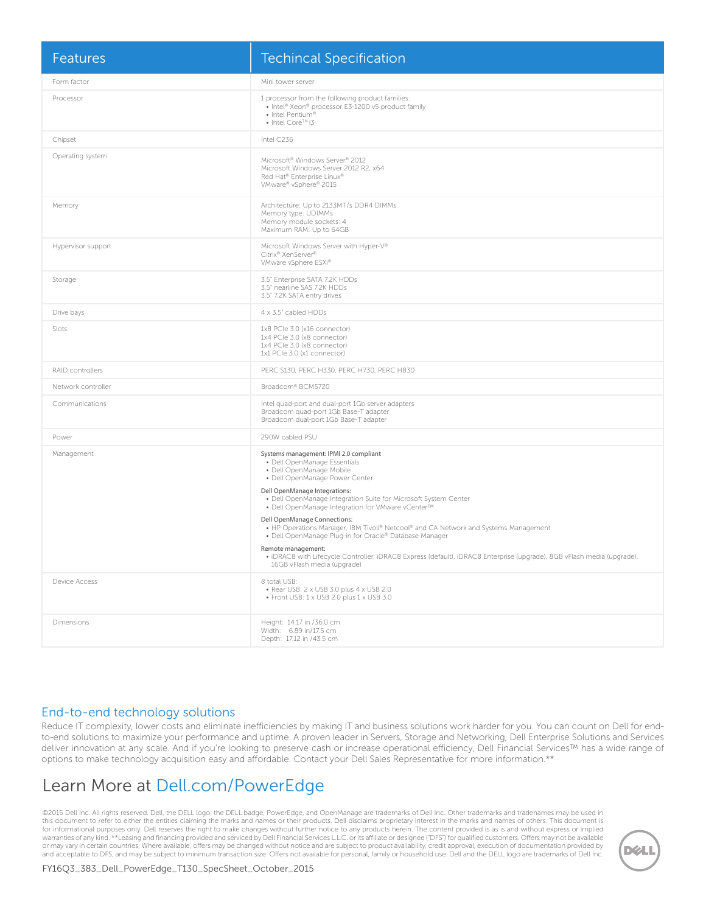| Features | Techincal Specification |
| --- | --- |
| Form factor | Mini tower server |
| Processor | 1 processor from the following product families:<br>• Intel® Xeon® processor E3-1200 v5 product family<br>• Intel Pentium®<br>• Intel Core™ i3 |
| Chipset | Intel C236 |
| Operating system | Microsoft® Windows Server® 2012<br>Microsoft Windows Server 2012 R2, x64<br>Red Hat® Enterprise Linux®<br>VMware® vSphere® 2015 |
| Memory | Architecture: Up to 2133MT/s DDR4 DIMMs<br>Memory type: UDIMMs<br>Memory module sockets: 4<br>Maximum RAM: Up to 64GB |
| Hypervisor support | Microsoft Windows Server with Hyper-V®<br>Citrix® XenServer®<br>VMware vSphere ESXi® |
| Storage | 3.5" Enterprise SATA 7.2K HDDs<br>3.5" nearline SAS 7.2K HDDs<br>3.5" 7.2K SATA entry drives |
| Drive bays | 4 x 3.5" cabled HDDs |
| Slots | 1x8 PCIe 3.0 (x16 connector)<br>1x4 PCIe 3.0 (x8 connector)<br>1x4 PCIe 3.0 (x8 connector)<br>1x1 PCIe 3.0 (x1 connector) |
| RAID controllers | PERC S130, PERC H330, PERC H730, PERC H830 |
| Network controller | Broadcom® BCM5720 |
| Communications | Intel quad-port and dual-port 1Gb server adapters<br>Broadcom quad-port 1Gb Base-T adapter<br>Broadcom dual-port 1Gb Base-T adapter |
| Power | 290W cabled PSU |
| Management | Systems management: IPMI 2.0 compliant<br>• Dell OpenManage Essentials<br>• Dell OpenManage Mobile<br>• Dell OpenManage Power Center<br><br>Dell OpenManage Integrations:<br>• Dell OpenManage Integration Suite for Microsoft System Center<br>• Dell OpenManage Integration for VMware vCenter™<br><br>Dell OpenManage Connections:<br>• HP Operations Manager, IBM Tivoli® Netcool® and CA Network and Systems Management<br>• Dell OpenManage Plug-in for Oracle® Database Manager<br><br>Remote management:<br>• iDRAC8 with Lifecycle Controller, iDRAC8 Express (default), iDRAC8 Enterprise (upgrade), 8GB vFlash media (upgrade), 16GB vFlash media (upgrade) |
| Device Access | 8 total USB:<br>• Rear USB: 2 x USB 3.0 plus 4 x USB 2.0<br>• Front USB: 1 x USB 2.0 plus 1 x USB 3.0 |
| Dimensions | Height: 14.17 in /36.0 cm<br>Width: 6.89 in/17.5 cm<br>Depth: 17.12 in /43.5 cm |

## End-to-end technology solutions

Reduce IT complexity, lower costs and eliminate inefficiencies by making IT and business solutions work harder for you. You can count on Dell for end-to-end solutions to maximize your performance and uptime. A proven leader in Servers, Storage and Networking, Dell Enterprise Solutions and Services deliver innovation at any scale. And if you're looking to preserve cash or increase operational efficiency, Dell Financial Services™ has a wide range of options to make technology acquisition easy and affordable. Contact your Dell Sales Representative for more information.**

# Learn More at Dell.com/PowerEdge

©2015 Dell Inc. All rights reserved. Dell, the DELL logo, the DELL badge, PowerEdge, and OpenManage are trademarks of Dell Inc. Other trademarks and tradenames may be used in this document to refer to either the entities claiming the marks and names or their products. Dell disclaims proprietary interest in the marks and names of others. This document is for informational purposes only. Dell reserves the right to make changes without further notice to any products herein. The content provided is as is and without express or implied warranties of any kind. **Leasing and financing provided and serviced by Dell Financial Services L.L.C. or its affiliate or designee ("DFS") for qualified customers. Offers may not be available or may vary in certain countries. Where available, offers may be changed without notice and are subject to product availability, credit approval, execution of documentation provided by and acceptable to DFS, and may be subject to minimum transaction size. Offers not available for personal, family or household use. Dell and the DELL logo are trademarks of Dell Inc.

FY16Q3_383_Dell_PowerEdge_T130_SpecSheet_October_2015